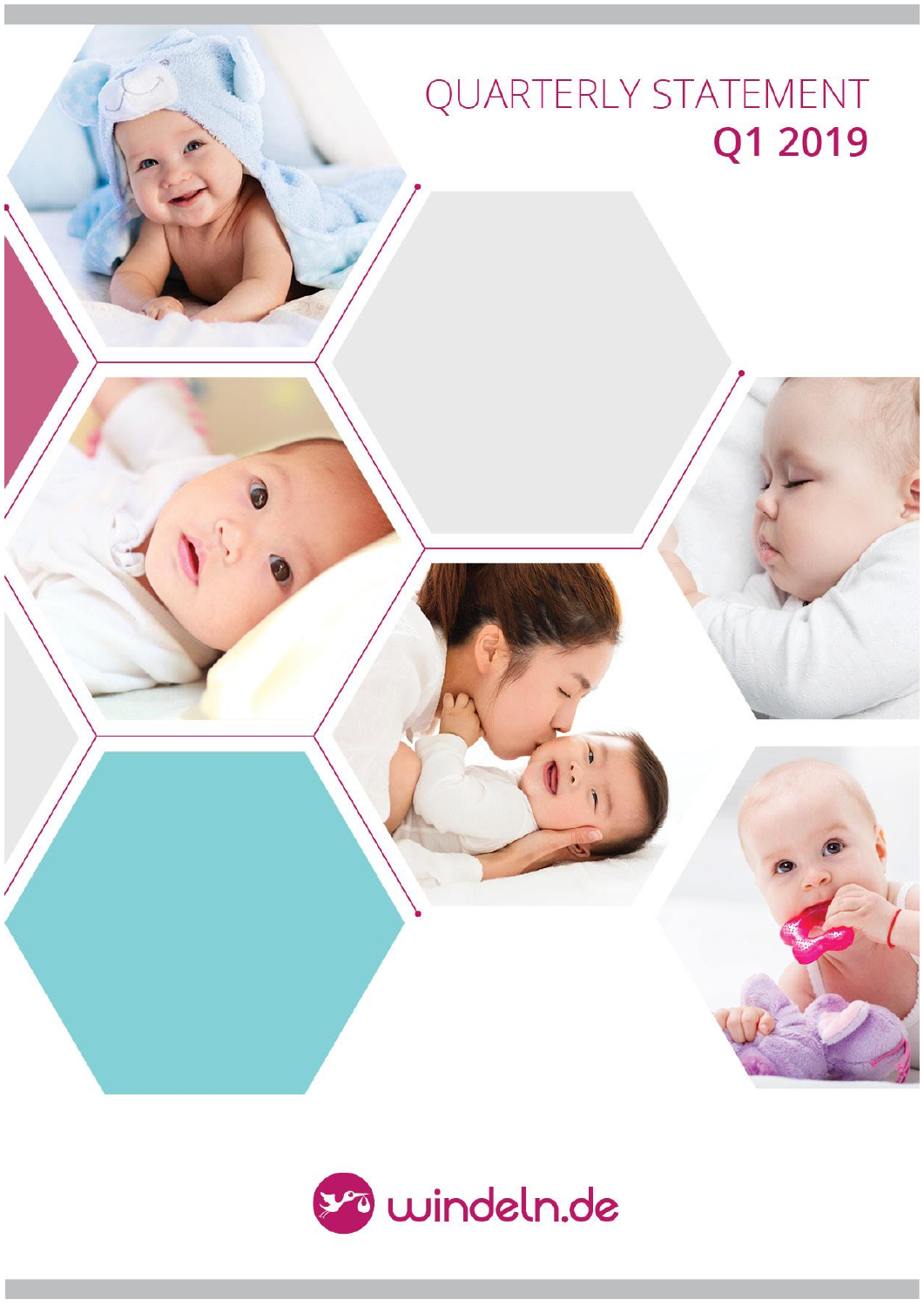# QUARTERLY STATEMENT
## Q1 2019

windeln.de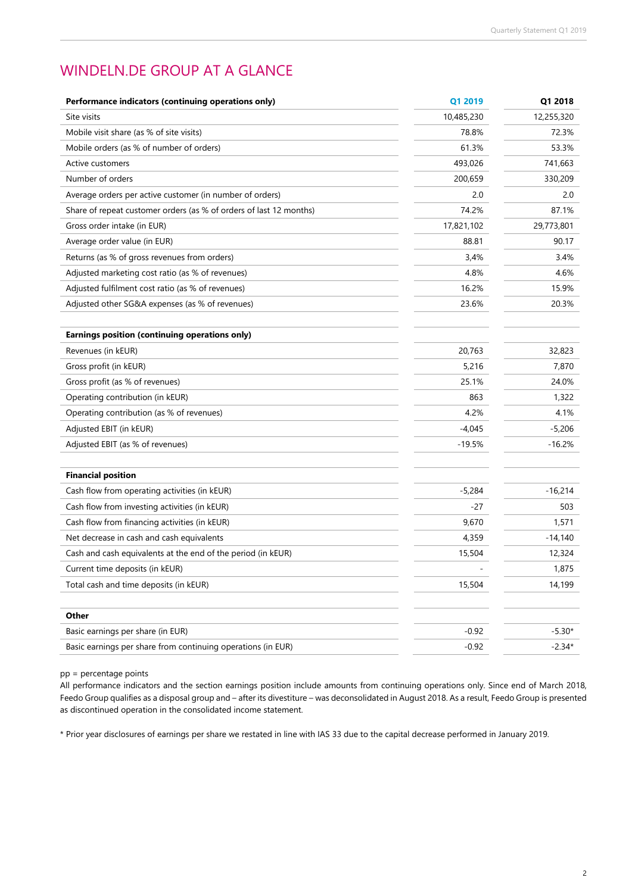# WINDELN.DE GROUP AT A GLANCE

| Performance indicators (continuing operations only) | Q1 2019 | Q1 2018 |
|---|---|---|
| Site visits | 10,485,230 | 12,255,320 |
| Mobile visit share (as % of site visits) | 78.8% | 72.3% |
| Mobile orders (as % of number of orders) | 61.3% | 53.3% |
| Active customers | 493,026 | 741,663 |
| Number of orders | 200,659 | 330,209 |
| Average orders per active customer (in number of orders) | 2.0 | 2.0 |
| Share of repeat customer orders (as % of orders of last 12 months) | 74.2% | 87.1% |
| Gross order intake (in EUR) | 17,821,102 | 29,773,801 |
| Average order value (in EUR) | 88.81 | 90.17 |
| Returns (as % of gross revenues from orders) | 3,4% | 3.4% |
| Adjusted marketing cost ratio (as % of revenues) | 4.8% | 4.6% |
| Adjusted fulfilment cost ratio (as % of revenues) | 16.2% | 15.9% |
| Adjusted other SG&A expenses (as % of revenues) | 23.6% | 20.3% |
| | | |
| **Earnings position (continuing operations only)** | | |
| Revenues (in kEUR) | 20,763 | 32,823 |
| Gross profit (in kEUR) | 5,216 | 7,870 |
| Gross profit (as % of revenues) | 25.1% | 24.0% |
| Operating contribution (in kEUR) | 863 | 1,322 |
| Operating contribution (as % of revenues) | 4.2% | 4.1% |
| Adjusted EBIT (in kEUR) | -4,045 | -5,206 |
| Adjusted EBIT (as % of revenues) | -19.5% | -16.2% |
| | | |
| **Financial position** | | |
| Cash flow from operating activities (in kEUR) | -5,284 | -16,214 |
| Cash flow from investing activities (in kEUR) | -27 | 503 |
| Cash flow from financing activities (in kEUR) | 9,670 | 1,571 |
| Net decrease in cash and cash equivalents | 4,359 | -14,140 |
| Cash and cash equivalents at the end of the period (in kEUR) | 15,504 | 12,324 |
| Current time deposits (in kEUR) | - | 1,875 |
| Total cash and time deposits (in kEUR) | 15,504 | 14,199 |
| | | |
| **Other** | | |
| Basic earnings per share (in EUR) | -0.92 | -5.30* |
| Basic earnings per share from continuing operations (in EUR) | -0.92 | -2.34* |

pp = percentage points

All performance indicators and the section earnings position include amounts from continuing operations only. Since end of March 2018, Feedo Group qualifies as a disposal group and – after its divestiture – was deconsolidated in August 2018. As a result, Feedo Group is presented as discontinued operation in the consolidated income statement.

* Prior year disclosures of earnings per share we restated in line with IAS 33 due to the capital decrease performed in January 2019.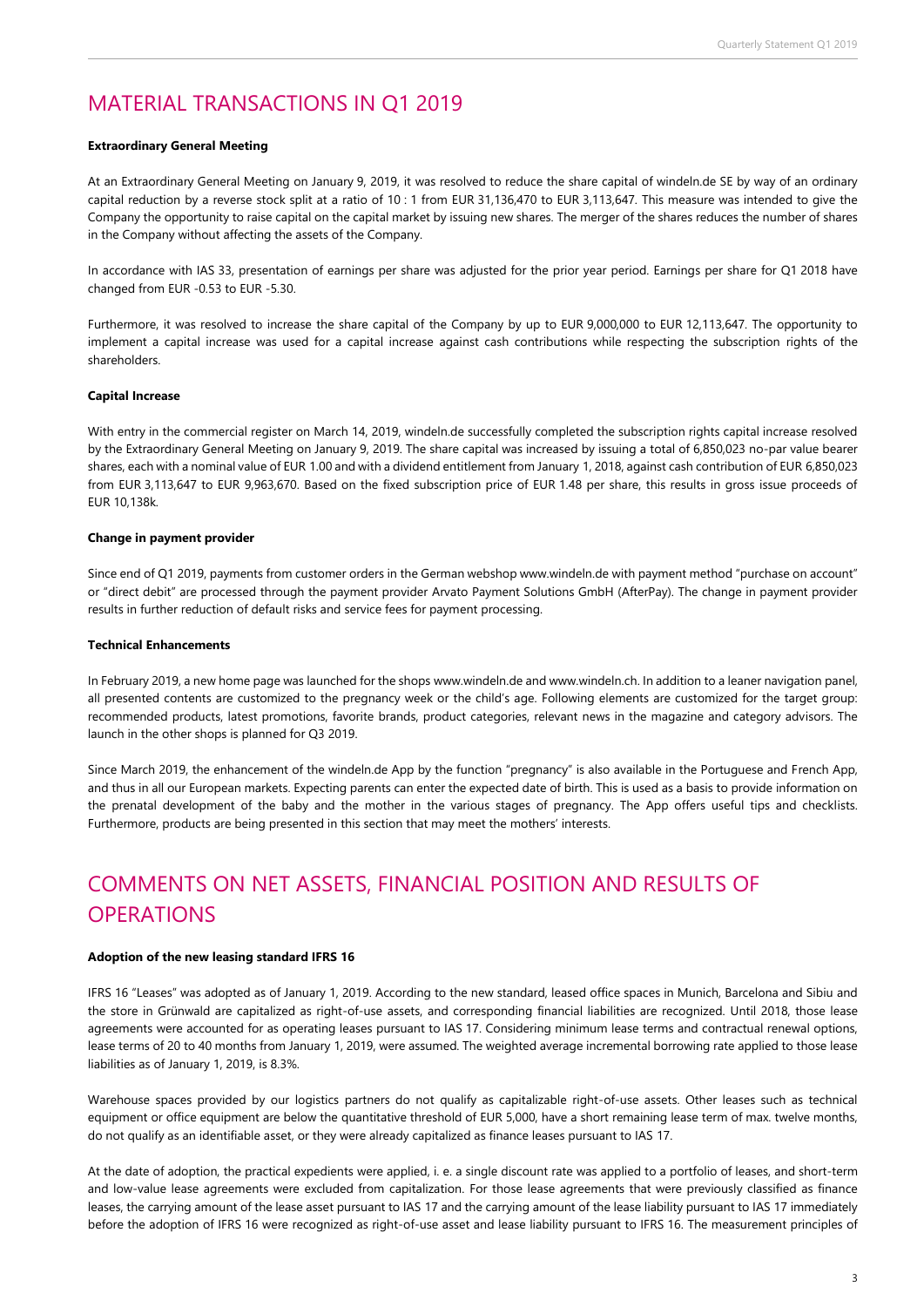## MATERIAL TRANSACTIONS IN Q1 2019

**Extraordinary General Meeting**

At an Extraordinary General Meeting on January 9, 2019, it was resolved to reduce the share capital of windeln.de SE by way of an ordinary capital reduction by a reverse stock split at a ratio of 10 : 1 from EUR 31,136,470 to EUR 3,113,647. This measure was intended to give the Company the opportunity to raise capital on the capital market by issuing new shares. The merger of the shares reduces the number of shares in the Company without affecting the assets of the Company.

In accordance with IAS 33, presentation of earnings per share was adjusted for the prior year period. Earnings per share for Q1 2018 have changed from EUR -0.53 to EUR -5.30.

Furthermore, it was resolved to increase the share capital of the Company by up to EUR 9,000,000 to EUR 12,113,647. The opportunity to implement a capital increase was used for a capital increase against cash contributions while respecting the subscription rights of the shareholders.

**Capital Increase**

With entry in the commercial register on March 14, 2019, windeln.de successfully completed the subscription rights capital increase resolved by the Extraordinary General Meeting on January 9, 2019. The share capital was increased by issuing a total of 6,850,023 no-par value bearer shares, each with a nominal value of EUR 1.00 and with a dividend entitlement from January 1, 2018, against cash contribution of EUR 6,850,023 from EUR 3,113,647 to EUR 9,963,670. Based on the fixed subscription price of EUR 1.48 per share, this results in gross issue proceeds of EUR 10,138k.

**Change in payment provider**

Since end of Q1 2019, payments from customer orders in the German webshop www.windeln.de with payment method "purchase on account" or "direct debit" are processed through the payment provider Arvato Payment Solutions GmbH (AfterPay). The change in payment provider results in further reduction of default risks and service fees for payment processing.

**Technical Enhancements**

In February 2019, a new home page was launched for the shops www.windeln.de and www.windeln.ch. In addition to a leaner navigation panel, all presented contents are customized to the pregnancy week or the child's age. Following elements are customized for the target group: recommended products, latest promotions, favorite brands, product categories, relevant news in the magazine and category advisors. The launch in the other shops is planned for Q3 2019.

Since March 2019, the enhancement of the windeln.de App by the function "pregnancy" is also available in the Portuguese and French App, and thus in all our European markets. Expecting parents can enter the expected date of birth. This is used as a basis to provide information on the prenatal development of the baby and the mother in the various stages of pregnancy. The App offers useful tips and checklists. Furthermore, products are being presented in this section that may meet the mothers' interests.

## COMMENTS ON NET ASSETS, FINANCIAL POSITION AND RESULTS OF OPERATIONS

**Adoption of the new leasing standard IFRS 16**

IFRS 16 "Leases" was adopted as of January 1, 2019. According to the new standard, leased office spaces in Munich, Barcelona and Sibiu and the store in Grünwald are capitalized as right-of-use assets, and corresponding financial liabilities are recognized. Until 2018, those lease agreements were accounted for as operating leases pursuant to IAS 17. Considering minimum lease terms and contractual renewal options, lease terms of 20 to 40 months from January 1, 2019, were assumed. The weighted average incremental borrowing rate applied to those lease liabilities as of January 1, 2019, is 8.3%.

Warehouse spaces provided by our logistics partners do not qualify as capitalizable right-of-use assets. Other leases such as technical equipment or office equipment are below the quantitative threshold of EUR 5,000, have a short remaining lease term of max. twelve months, do not qualify as an identifiable asset, or they were already capitalized as finance leases pursuant to IAS 17.

At the date of adoption, the practical expedients were applied, i. e. a single discount rate was applied to a portfolio of leases, and short-term and low-value lease agreements were excluded from capitalization. For those lease agreements that were previously classified as finance leases, the carrying amount of the lease asset pursuant to IAS 17 and the carrying amount of the lease liability pursuant to IAS 17 immediately before the adoption of IFRS 16 were recognized as right-of-use asset and lease liability pursuant to IFRS 16. The measurement principles of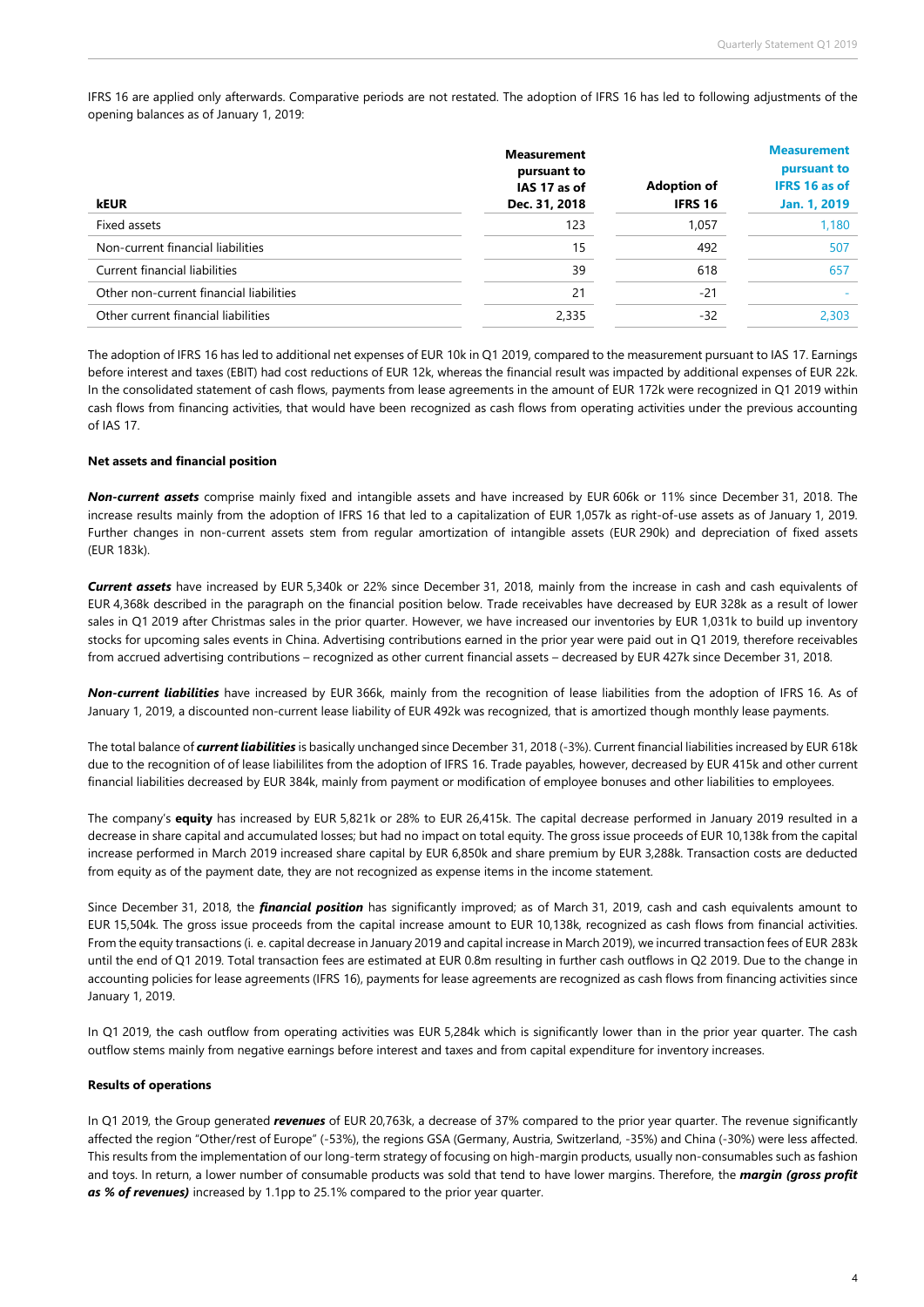IFRS 16 are applied only afterwards. Comparative periods are not restated. The adoption of IFRS 16 has led to following adjustments of the opening balances as of January 1, 2019:

| kEUR | Measurement pursuant to IAS 17 as of Dec. 31, 2018 | Adoption of IFRS 16 | Measurement pursuant to IFRS 16 as of Jan. 1, 2019 |
|---|---|---|---|
| Fixed assets | 123 | 1,057 | 1,180 |
| Non-current financial liabilities | 15 | 492 | 507 |
| Current financial liabilities | 39 | 618 | 657 |
| Other non-current financial liabilities | 21 | -21 | - |
| Other current financial liabilities | 2,335 | -32 | 2,303 |

The adoption of IFRS 16 has led to additional net expenses of EUR 10k in Q1 2019, compared to the measurement pursuant to IAS 17. Earnings before interest and taxes (EBIT) had cost reductions of EUR 12k, whereas the financial result was impacted by additional expenses of EUR 22k. In the consolidated statement of cash flows, payments from lease agreements in the amount of EUR 172k were recognized in Q1 2019 within cash flows from financing activities, that would have been recognized as cash flows from operating activities under the previous accounting of IAS 17.

**Net assets and financial position**

***Non-current assets*** comprise mainly fixed and intangible assets and have increased by EUR 606k or 11% since December 31, 2018. The increase results mainly from the adoption of IFRS 16 that led to a capitalization of EUR 1,057k as right-of-use assets as of January 1, 2019. Further changes in non-current assets stem from regular amortization of intangible assets (EUR 290k) and depreciation of fixed assets (EUR 183k).

***Current assets*** have increased by EUR 5,340k or 22% since December 31, 2018, mainly from the increase in cash and cash equivalents of EUR 4,368k described in the paragraph on the financial position below. Trade receivables have decreased by EUR 328k as a result of lower sales in Q1 2019 after Christmas sales in the prior quarter. However, we have increased our inventories by EUR 1,031k to build up inventory stocks for upcoming sales events in China. Advertising contributions earned in the prior year were paid out in Q1 2019, therefore receivables from accrued advertising contributions – recognized as other current financial assets – decreased by EUR 427k since December 31, 2018.

***Non-current liabilities*** have increased by EUR 366k, mainly from the recognition of lease liabilities from the adoption of IFRS 16. As of January 1, 2019, a discounted non-current lease liability of EUR 492k was recognized, that is amortized though monthly lease payments.

The total balance of ***current liabilities*** is basically unchanged since December 31, 2018 (-3%). Current financial liabilities increased by EUR 618k due to the recognition of of lease liabililites from the adoption of IFRS 16. Trade payables, however, decreased by EUR 415k and other current financial liabilities decreased by EUR 384k, mainly from payment or modification of employee bonuses and other liabilities to employees.

The company's **equity** has increased by EUR 5,821k or 28% to EUR 26,415k. The capital decrease performed in January 2019 resulted in a decrease in share capital and accumulated losses; but had no impact on total equity. The gross issue proceeds of EUR 10,138k from the capital increase performed in March 2019 increased share capital by EUR 6,850k and share premium by EUR 3,288k. Transaction costs are deducted from equity as of the payment date, they are not recognized as expense items in the income statement.

Since December 31, 2018, the ***financial position*** has significantly improved; as of March 31, 2019, cash and cash equivalents amount to EUR 15,504k. The gross issue proceeds from the capital increase amount to EUR 10,138k, recognized as cash flows from financial activities. From the equity transactions (i. e. capital decrease in January 2019 and capital increase in March 2019), we incurred transaction fees of EUR 283k until the end of Q1 2019. Total transaction fees are estimated at EUR 0.8m resulting in further cash outflows in Q2 2019. Due to the change in accounting policies for lease agreements (IFRS 16), payments for lease agreements are recognized as cash flows from financing activities since January 1, 2019.

In Q1 2019, the cash outflow from operating activities was EUR 5,284k which is significantly lower than in the prior year quarter. The cash outflow stems mainly from negative earnings before interest and taxes and from capital expenditure for inventory increases.

**Results of operations**

In Q1 2019, the Group generated ***revenues*** of EUR 20,763k, a decrease of 37% compared to the prior year quarter. The revenue significantly affected the region "Other/rest of Europe" (-53%), the regions GSA (Germany, Austria, Switzerland, -35%) and China (-30%) were less affected. This results from the implementation of our long-term strategy of focusing on high-margin products, usually non-consumables such as fashion and toys. In return, a lower number of consumable products was sold that tend to have lower margins. Therefore, the ***margin (gross profit as % of revenues)*** increased by 1.1pp to 25.1% compared to the prior year quarter.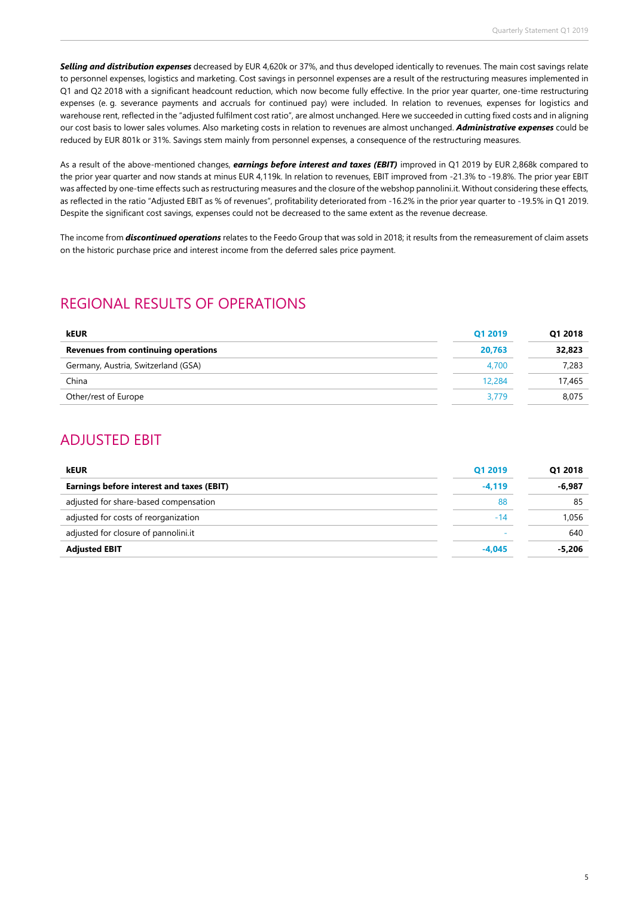***Selling and distribution expenses*** decreased by EUR 4,620k or 37%, and thus developed identically to revenues. The main cost savings relate to personnel expenses, logistics and marketing. Cost savings in personnel expenses are a result of the restructuring measures implemented in Q1 and Q2 2018 with a significant headcount reduction, which now become fully effective. In the prior year quarter, one-time restructuring expenses (e. g. severance payments and accruals for continued pay) were included. In relation to revenues, expenses for logistics and warehouse rent, reflected in the "adjusted fulfilment cost ratio", are almost unchanged. Here we succeeded in cutting fixed costs and in aligning our cost basis to lower sales volumes. Also marketing costs in relation to revenues are almost unchanged. ***Administrative expenses*** could be reduced by EUR 801k or 31%. Savings stem mainly from personnel expenses, a consequence of the restructuring measures.

As a result of the above-mentioned changes, ***earnings before interest and taxes (EBIT)*** improved in Q1 2019 by EUR 2,868k compared to the prior year quarter and now stands at minus EUR 4,119k. In relation to revenues, EBIT improved from -21.3% to -19.8%. The prior year EBIT was affected by one-time effects such as restructuring measures and the closure of the webshop pannolini.it. Without considering these effects, as reflected in the ratio "Adjusted EBIT as % of revenues", profitability deteriorated from -16.2% in the prior year quarter to -19.5% in Q1 2019. Despite the significant cost savings, expenses could not be decreased to the same extent as the revenue decrease.

The income from ***discontinued operations*** relates to the Feedo Group that was sold in 2018; it results from the remeasurement of claim assets on the historic purchase price and interest income from the deferred sales price payment.

## REGIONAL RESULTS OF OPERATIONS

| kEUR | Q1 2019 | Q1 2018 |
|---|---|---|
| **Revenues from continuing operations** | **20,763** | **32,823** |
| Germany, Austria, Switzerland (GSA) | 4,700 | 7,283 |
| China | 12,284 | 17,465 |
| Other/rest of Europe | 3,779 | 8,075 |

## ADJUSTED EBIT

| kEUR | Q1 2019 | Q1 2018 |
|---|---|---|
| **Earnings before interest and taxes (EBIT)** | **-4,119** | **-6,987** |
| adjusted for share-based compensation | 88 | 85 |
| adjusted for costs of reorganization | -14 | 1,056 |
| adjusted for closure of pannolini.it | - | 640 |
| **Adjusted EBIT** | **-4,045** | **-5,206** |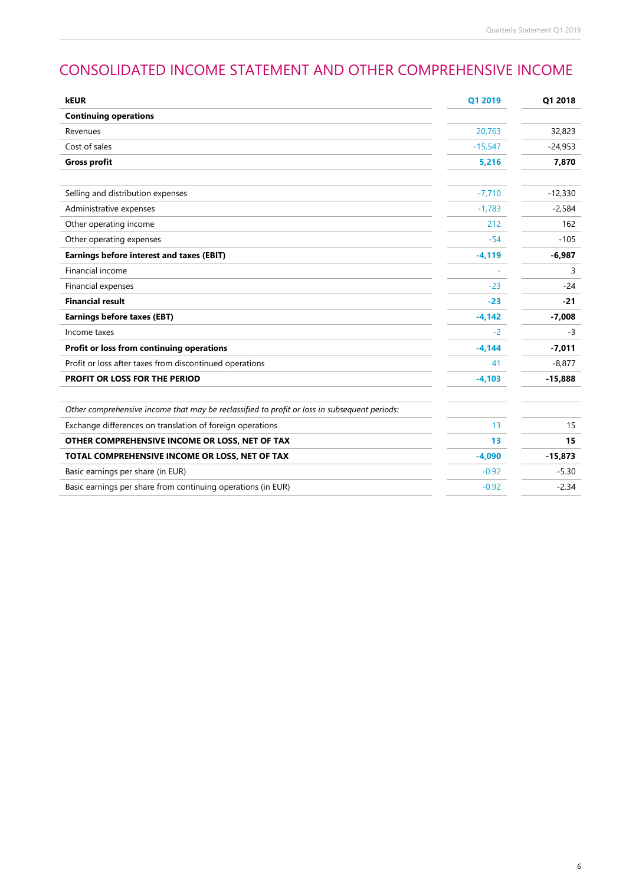# CONSOLIDATED INCOME STATEMENT AND OTHER COMPREHENSIVE INCOME

| kEUR | Q1 2019 | Q1 2018 |
|---|---|---|
| **Continuing operations** | | |
| Revenues | 20,763 | 32,823 |
| Cost of sales | -15,547 | -24,953 |
| **Gross profit** | **5,216** | **7,870** |
| | | |
| Selling and distribution expenses | -7,710 | -12,330 |
| Administrative expenses | -1,783 | -2,584 |
| Other operating income | 212 | 162 |
| Other operating expenses | -54 | -105 |
| **Earnings before interest and taxes (EBIT)** | **-4,119** | **-6,987** |
| Financial income | - | 3 |
| Financial expenses | -23 | -24 |
| **Financial result** | **-23** | **-21** |
| **Earnings before taxes (EBT)** | **-4,142** | **-7,008** |
| Income taxes | -2 | -3 |
| **Profit or loss from continuing operations** | **-4,144** | **-7,011** |
| Profit or loss after taxes from discontinued operations | 41 | -8,877 |
| **PROFIT OR LOSS FOR THE PERIOD** | **-4,103** | **-15,888** |
| | | |
| *Other comprehensive income that may be reclassified to profit or loss in subsequent periods:* | | |
| Exchange differences on translation of foreign operations | 13 | 15 |
| **OTHER COMPREHENSIVE INCOME OR LOSS, NET OF TAX** | **13** | **15** |
| **TOTAL COMPREHENSIVE INCOME OR LOSS, NET OF TAX** | **-4,090** | **-15,873** |
| Basic earnings per share (in EUR) | -0.92 | -5.30 |
| Basic earnings per share from continuing operations (in EUR) | -0.92 | -2.34 |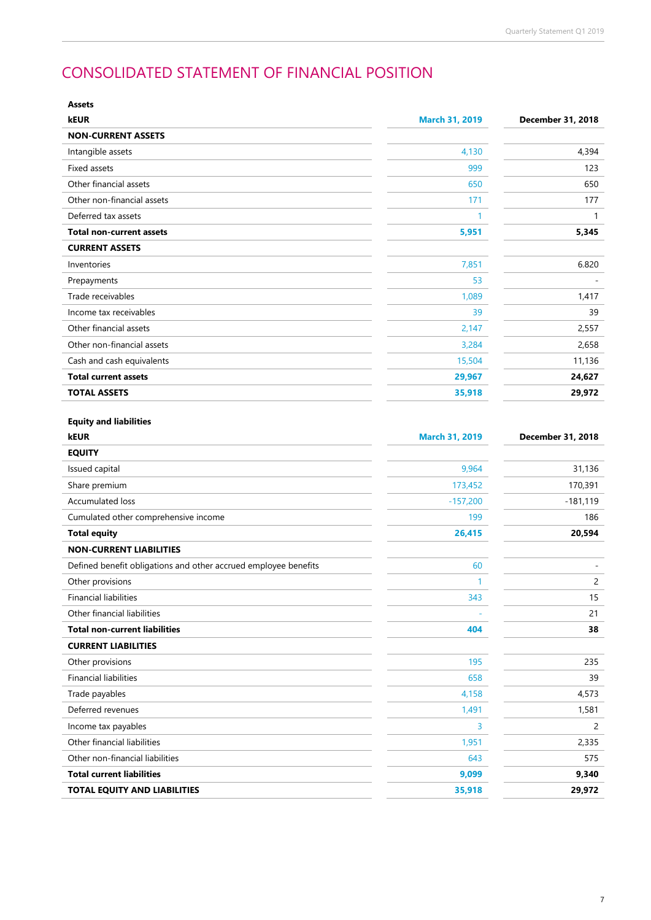# CONSOLIDATED STATEMENT OF FINANCIAL POSITION

| **Assets** | | |
|---|---|---|
| **kEUR** | **March 31, 2019** | **December 31, 2018** |
| **NON-CURRENT ASSETS** | | |
| Intangible assets | 4,130 | 4,394 |
| Fixed assets | 999 | 123 |
| Other financial assets | 650 | 650 |
| Other non-financial assets | 171 | 177 |
| Deferred tax assets | 1 | 1 |
| **Total non-current assets** | **5,951** | **5,345** |
| **CURRENT ASSETS** | | |
| Inventories | 7,851 | 6.820 |
| Prepayments | 53 | - |
| Trade receivables | 1,089 | 1,417 |
| Income tax receivables | 39 | 39 |
| Other financial assets | 2,147 | 2,557 |
| Other non-financial assets | 3,284 | 2,658 |
| Cash and cash equivalents | 15,504 | 11,136 |
| **Total current assets** | **29,967** | **24,627** |
| **TOTAL ASSETS** | **35,918** | **29,972** |

| **Equity and liabilities** | | |
|---|---|---|
| **kEUR** | **March 31, 2019** | **December 31, 2018** |
| **EQUITY** | | |
| Issued capital | 9,964 | 31,136 |
| Share premium | 173,452 | 170,391 |
| Accumulated loss | -157,200 | -181,119 |
| Cumulated other comprehensive income | 199 | 186 |
| **Total equity** | **26,415** | **20,594** |
| **NON-CURRENT LIABILITIES** | | |
| Defined benefit obligations and other accrued employee benefits | 60 | - |
| Other provisions | 1 | 2 |
| Financial liabilities | 343 | 15 |
| Other financial liabilities | - | 21 |
| **Total non-current liabilities** | **404** | **38** |
| **CURRENT LIABILITIES** | | |
| Other provisions | 195 | 235 |
| Financial liabilities | 658 | 39 |
| Trade payables | 4,158 | 4,573 |
| Deferred revenues | 1,491 | 1,581 |
| Income tax payables | 3 | 2 |
| Other financial liabilities | 1,951 | 2,335 |
| Other non-financial liabilities | 643 | 575 |
| **Total current liabilities** | **9,099** | **9,340** |
| **TOTAL EQUITY AND LIABILITIES** | **35,918** | **29,972** |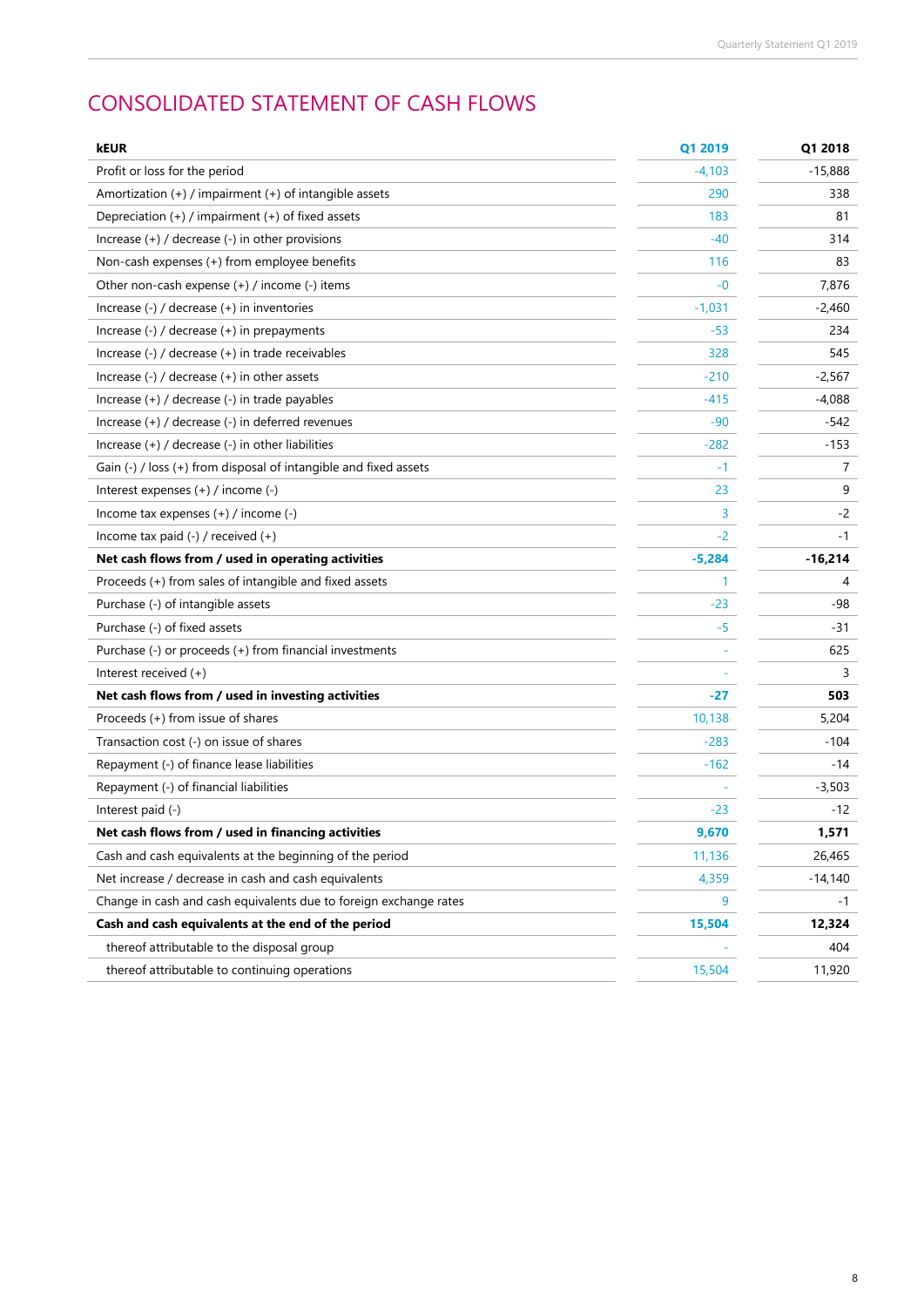# CONSOLIDATED STATEMENT OF CASH FLOWS

| kEUR | Q1 2019 | Q1 2018 |
|---|---|---|
| Profit or loss for the period | -4,103 | -15,888 |
| Amortization (+) / impairment (+) of intangible assets | 290 | 338 |
| Depreciation (+) / impairment (+) of fixed assets | 183 | 81 |
| Increase (+) / decrease (-) in other provisions | -40 | 314 |
| Non-cash expenses (+) from employee benefits | 116 | 83 |
| Other non-cash expense (+) / income (-) items | -0 | 7,876 |
| Increase (-) / decrease (+) in inventories | -1,031 | -2,460 |
| Increase (-) / decrease (+) in prepayments | -53 | 234 |
| Increase (-) / decrease (+) in trade receivables | 328 | 545 |
| Increase (-) / decrease (+) in other assets | -210 | -2,567 |
| Increase (+) / decrease (-) in trade payables | -415 | -4,088 |
| Increase (+) / decrease (-) in deferred revenues | -90 | -542 |
| Increase (+) / decrease (-) in other liabilities | -282 | -153 |
| Gain (-) / loss (+) from disposal of intangible and fixed assets | -1 | 7 |
| Interest expenses (+) / income (-) | 23 | 9 |
| Income tax expenses (+) / income (-) | 3 | -2 |
| Income tax paid (-) / received (+) | -2 | -1 |
| **Net cash flows from / used in operating activities** | **-5,284** | **-16,214** |
| Proceeds (+) from sales of intangible and fixed assets | 1 | 4 |
| Purchase (-) of intangible assets | -23 | -98 |
| Purchase (-) of fixed assets | -5 | -31 |
| Purchase (-) or proceeds (+) from financial investments | - | 625 |
| Interest received (+) | - | 3 |
| **Net cash flows from / used in investing activities** | **-27** | **503** |
| Proceeds (+) from issue of shares | 10,138 | 5,204 |
| Transaction cost (-) on issue of shares | -283 | -104 |
| Repayment (-) of finance lease liabilities | -162 | -14 |
| Repayment (-) of financial liabilities | - | -3,503 |
| Interest paid (-) | -23 | -12 |
| **Net cash flows from / used in financing activities** | **9,670** | **1,571** |
| Cash and cash equivalents at the beginning of the period | 11,136 | 26,465 |
| Net increase / decrease in cash and cash equivalents | 4,359 | -14,140 |
| Change in cash and cash equivalents due to foreign exchange rates | 9 | -1 |
| **Cash and cash equivalents at the end of the period** | **15,504** | **12,324** |
| thereof attributable to the disposal group | - | 404 |
| thereof attributable to continuing operations | 15,504 | 11,920 |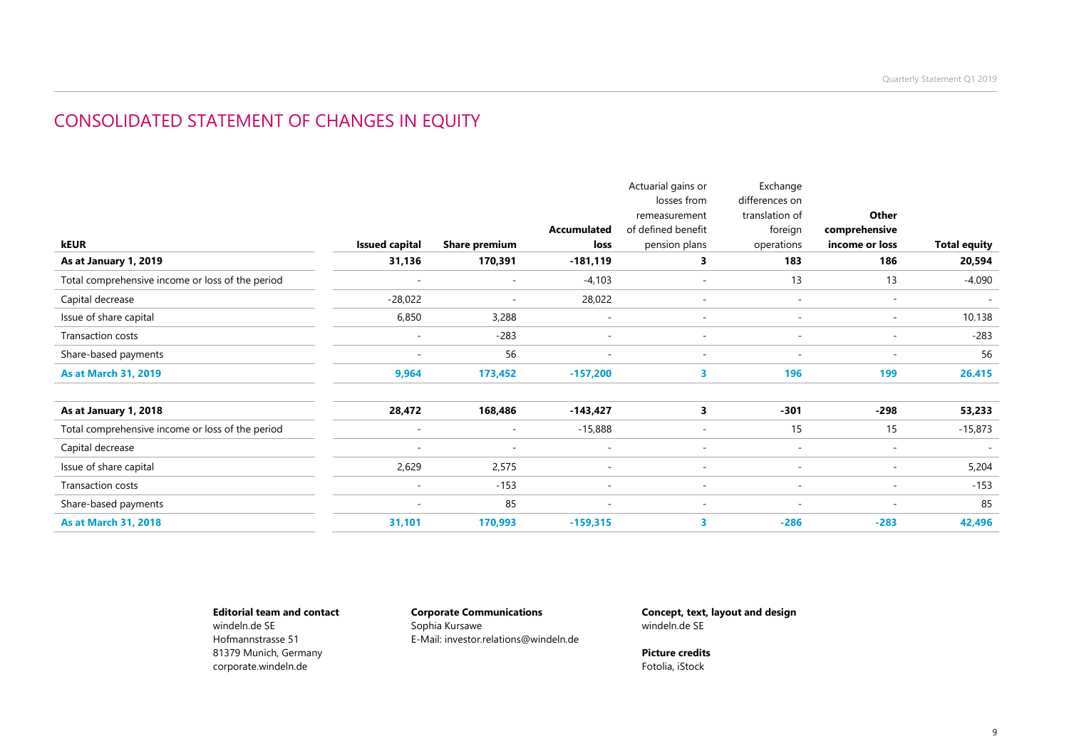## CONSOLIDATED STATEMENT OF CHANGES IN EQUITY

| kEUR | Issued capital | Share premium | Accumulated loss | Actuarial gains or losses from remeasurement of defined benefit pension plans | Exchange differences on translation of foreign operations | Other comprehensive income or loss | Total equity |
|---|---|---|---|---|---|---|---|
| **As at January 1, 2019** | **31,136** | **170,391** | **-181,119** | **3** | **183** | **186** | **20,594** |
| Total comprehensive income or loss of the period | - | - | -4,103 | - | 13 | 13 | -4.090 |
| Capital decrease | -28,022 | - | 28,022 | - | - | - | - |
| Issue of share capital | 6,850 | 3,288 | - | - | - | - | 10.138 |
| Transaction costs | - | -283 | - | - | - | - | -283 |
| Share-based payments | - | 56 | - | - | - | - | 56 |
| **As at March 31, 2019** | **9,964** | **173,452** | **-157,200** | **3** | **196** | **199** | **26.415** |
| | | | | | | | |
| **As at January 1, 2018** | **28,472** | **168,486** | **-143,427** | **3** | **-301** | **-298** | **53,233** |
| Total comprehensive income or loss of the period | - | - | -15,888 | - | 15 | 15 | -15,873 |
| Capital decrease | - | - | - | - | - | - | - |
| Issue of share capital | 2,629 | 2,575 | - | - | - | - | 5,204 |
| Transaction costs | - | -153 | - | - | - | - | -153 |
| Share-based payments | - | 85 | - | - | - | - | 85 |
| **As at March 31, 2018** | **31,101** | **170,993** | **-159,315** | **3** | **-286** | **-283** | **42,496** |

**Editorial team and contact**
windeln.de SE
Hofmannstrasse 51
81379 Munich, Germany
corporate.windeln.de

**Corporate Communications**
Sophia Kursawe
E-Mail: investor.relations@windeln.de

**Concept, text, layout and design**
windeln.de SE

**Picture credits**
Fotolia, iStock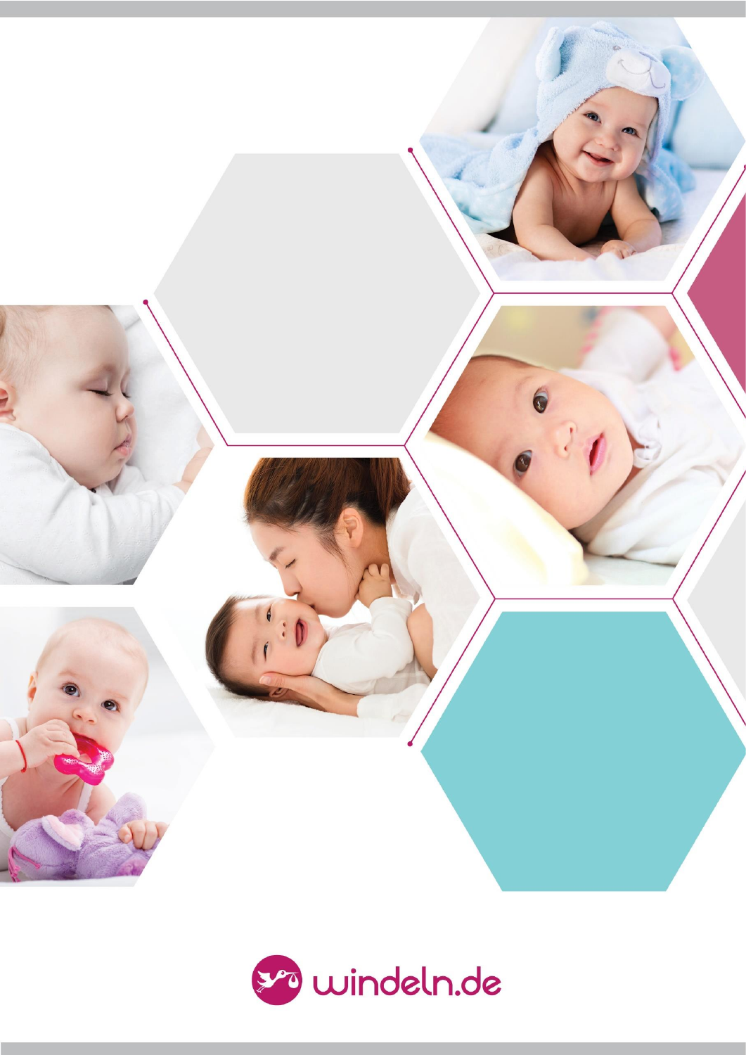windeln.de